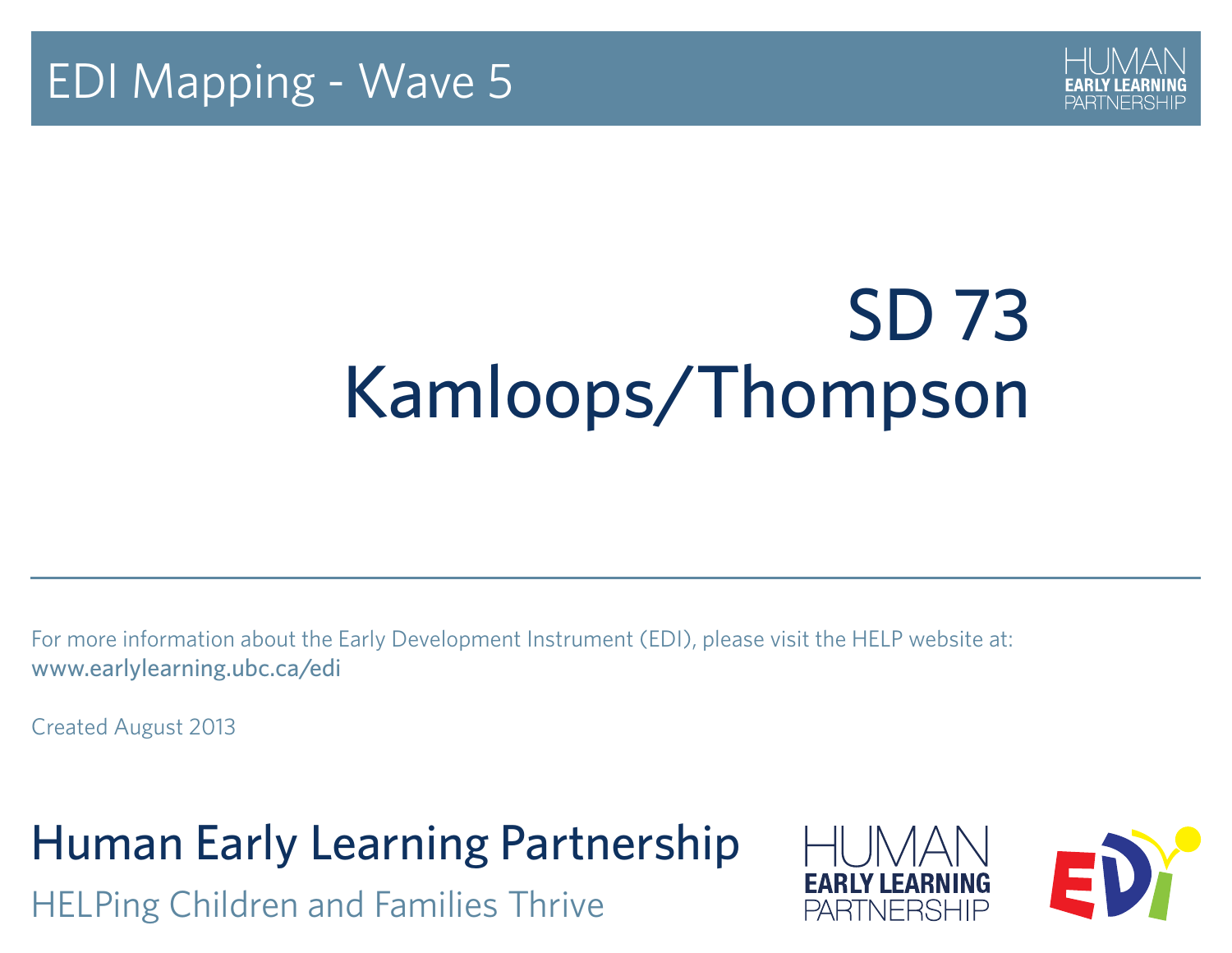EDI Mapping - Wave 5

# SD 73
# Kamloops/Thompson

For more information about the Early Development Instrument (EDI), please visit the HELP website at:
www.earlylearning.ubc.ca/edi

Created August 2013

## Human Early Learning Partnership

HELPing Children and Families Thrive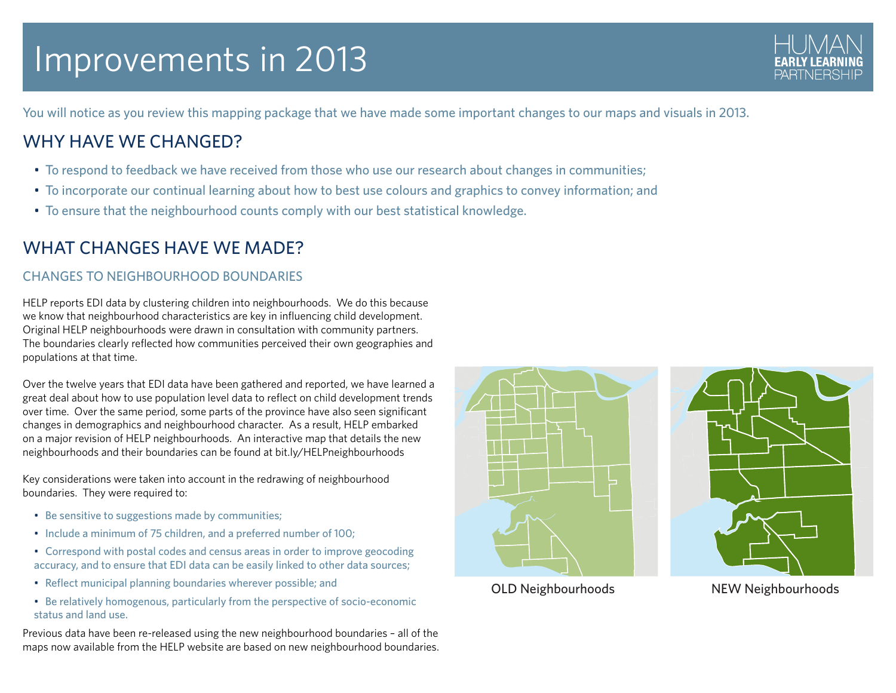# Improvements in 2013

HUMAN EARLY LEARNING PARTNERSHIP

You will notice as you review this mapping package that we have made some important changes to our maps and visuals in 2013.

## WHY HAVE WE CHANGED?

- To respond to feedback we have received from those who use our research about changes in communities;
- To incorporate our continual learning about how to best use colours and graphics to convey information; and
- To ensure that the neighbourhood counts comply with our best statistical knowledge.

## WHAT CHANGES HAVE WE MADE?

### CHANGES TO NEIGHBOURHOOD BOUNDARIES

HELP reports EDI data by clustering children into neighbourhoods. We do this because we know that neighbourhood characteristics are key in influencing child development. Original HELP neighbourhoods were drawn in consultation with community partners. The boundaries clearly reflected how communities perceived their own geographies and populations at that time.

Over the twelve years that EDI data have been gathered and reported, we have learned a great deal about how to use population level data to reflect on child development trends over time. Over the same period, some parts of the province have also seen significant changes in demographics and neighbourhood character. As a result, HELP embarked on a major revision of HELP neighbourhoods. An interactive map that details the new neighbourhoods and their boundaries can be found at bit.ly/HELPneighbourhoods

Key considerations were taken into account in the redrawing of neighbourhood boundaries. They were required to:

- Be sensitive to suggestions made by communities;
- Include a minimum of 75 children, and a preferred number of 100;
- Correspond with postal codes and census areas in order to improve geocoding accuracy, and to ensure that EDI data can be easily linked to other data sources;
- Reflect municipal planning boundaries wherever possible; and
- Be relatively homogenous, particularly from the perspective of socio-economic status and land use.

Previous data have been re-released using the new neighbourhood boundaries – all of the maps now available from the HELP website are based on new neighbourhood boundaries.

OLD Neighbourhoods

NEW Neighbourhoods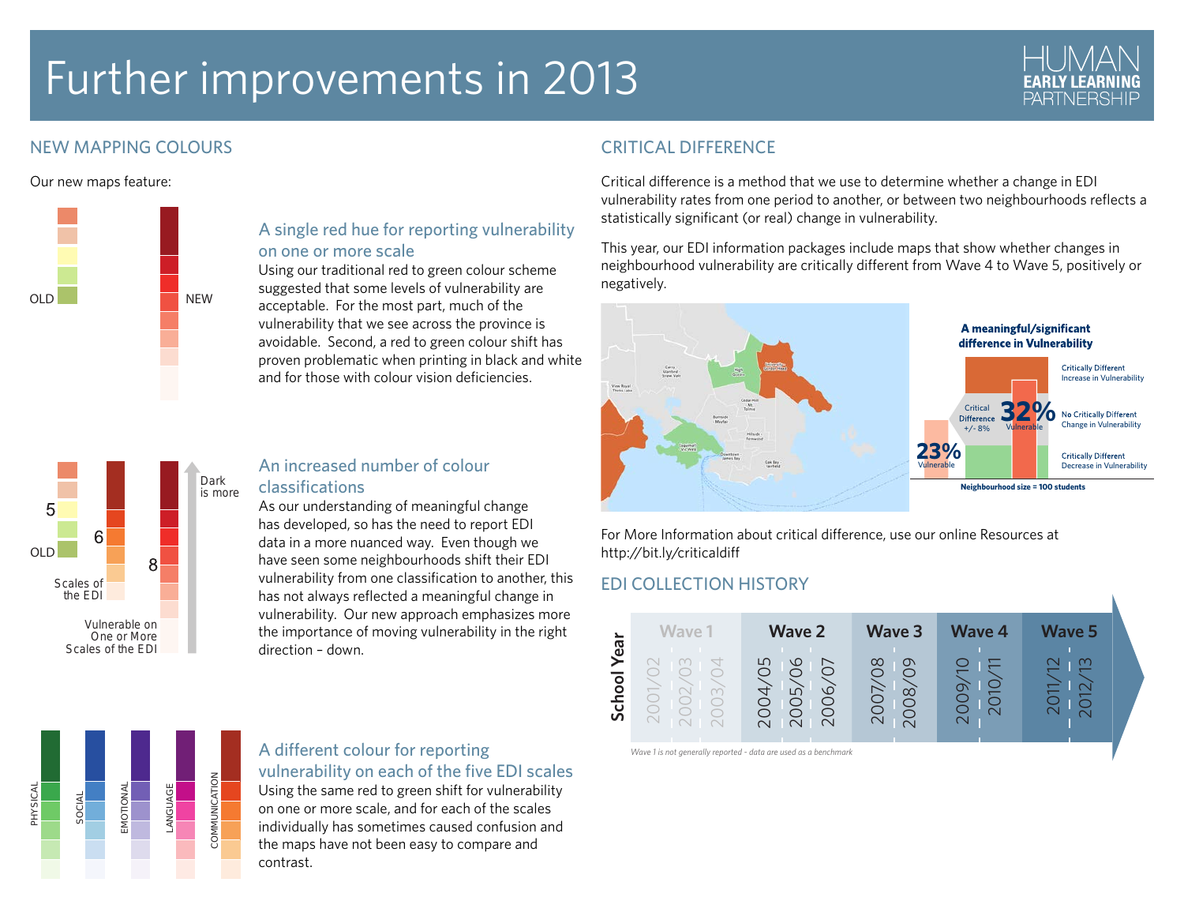# Further improvements in 2013

HUMAN EARLY LEARNING PARTNERSHIP

## NEW MAPPING COLOURS

Our new maps feature:

OLD

NEW

### A single red hue for reporting vulnerability on one or more scale

Using our traditional red to green colour scheme suggested that some levels of vulnerability are acceptable. For the most part, much of the vulnerability that we see across the province is avoidable. Second, a red to green colour shift has proven problematic when printing in black and white and for those with colour vision deficiencies.

5

OLD

6

Scales of the EDI

8

Vulnerable on One or More Scales of the EDI

Dark is more

### An increased number of colour classifications

As our understanding of meaningful change has developed, so has the need to report EDI data in a more nuanced way. Even though we have seen some neighbourhoods shift their EDI vulnerability from one classification to another, this has not always reflected a meaningful change in vulnerability. Our new approach emphasizes more the importance of moving vulnerability in the right direction – down.

PHYSICAL

SOCIAL

EMOTIONAL

LANGUAGE

COMMUNICATION

### A different colour for reporting vulnerability on each of the five EDI scales

Using the same red to green shift for vulnerability on one or more scale, and for each of the scales individually has sometimes caused confusion and the maps have not been easy to compare and contrast.

## CRITICAL DIFFERENCE

Critical difference is a method that we use to determine whether a change in EDI vulnerability rates from one period to another, or between two neighbourhoods reflects a statistically significant (or real) change in vulnerability.

This year, our EDI information packages include maps that show whether changes in neighbourhood vulnerability are critically different from Wave 4 to Wave 5, positively or negatively.

A meaningful/significant difference in Vulnerability

Critically Different Increase in Vulnerability

No Critically Different Change in Vulnerability

Critically Different Decrease in Vulnerability

Critical Difference +/- 8%

32% Vulnerable

23% Vulnerable

Neighbourhood size = 100 students

For More Information about critical difference, use our online Resources at http://bit.ly/criticaldiff

## EDI COLLECTION HISTORY

School Year

Wave 1: 2001/02, 2002/03, 2003/04

Wave 2: 2004/05, 2005/06, 2006/07

Wave 3: 2007/08, 2008/09

Wave 4: 2009/10, 2010/11

Wave 5: 2011/12, 2012/13

*Wave 1 is not generally reported - data are used as a benchmark*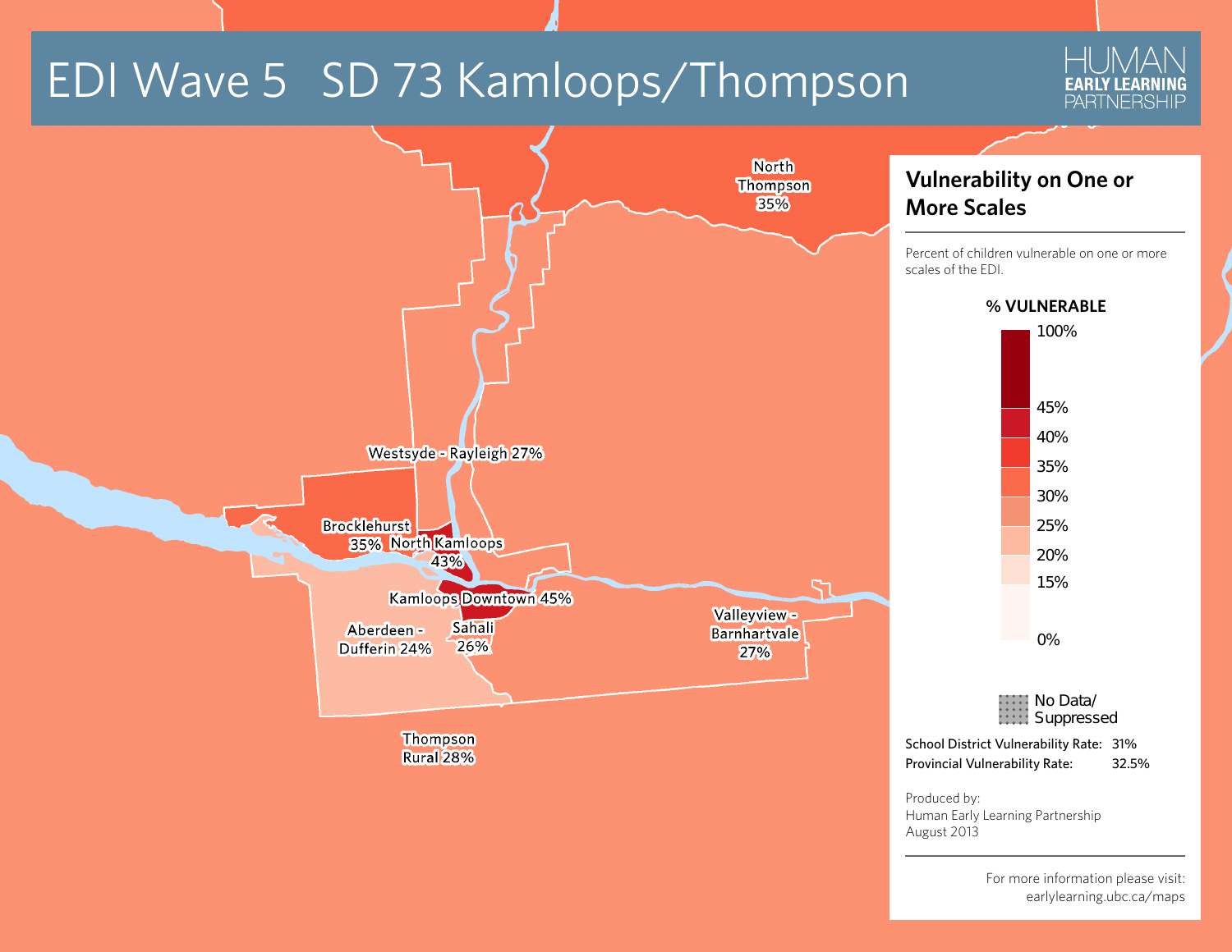# EDI Wave 5 SD 73 Kamloops/Thompson

HUMAN EARLY LEARNING PARTNERSHIP

North Thompson 35%

Westsyde - Rayleigh 27%

Brocklehurst 35%

North Kamloops 43%

Kamloops Downtown 45%

Aberdeen - Dufferin 24%

Sahali 26%

Valleyview - Barnhartvale 27%

Thompson Rural 28%

## Vulnerability on One or More Scales

Percent of children vulnerable on one or more scales of the EDI.

**% VULNERABLE**

100%
45%
40%
35%
30%
25%
20%
15%
0%

No Data/ Suppressed

**School District Vulnerability Rate:** 31%

**Provincial Vulnerability Rate:** 32.5%

Produced by:
Human Early Learning Partnership
August 2013

For more information please visit:
earlylearning.ubc.ca/maps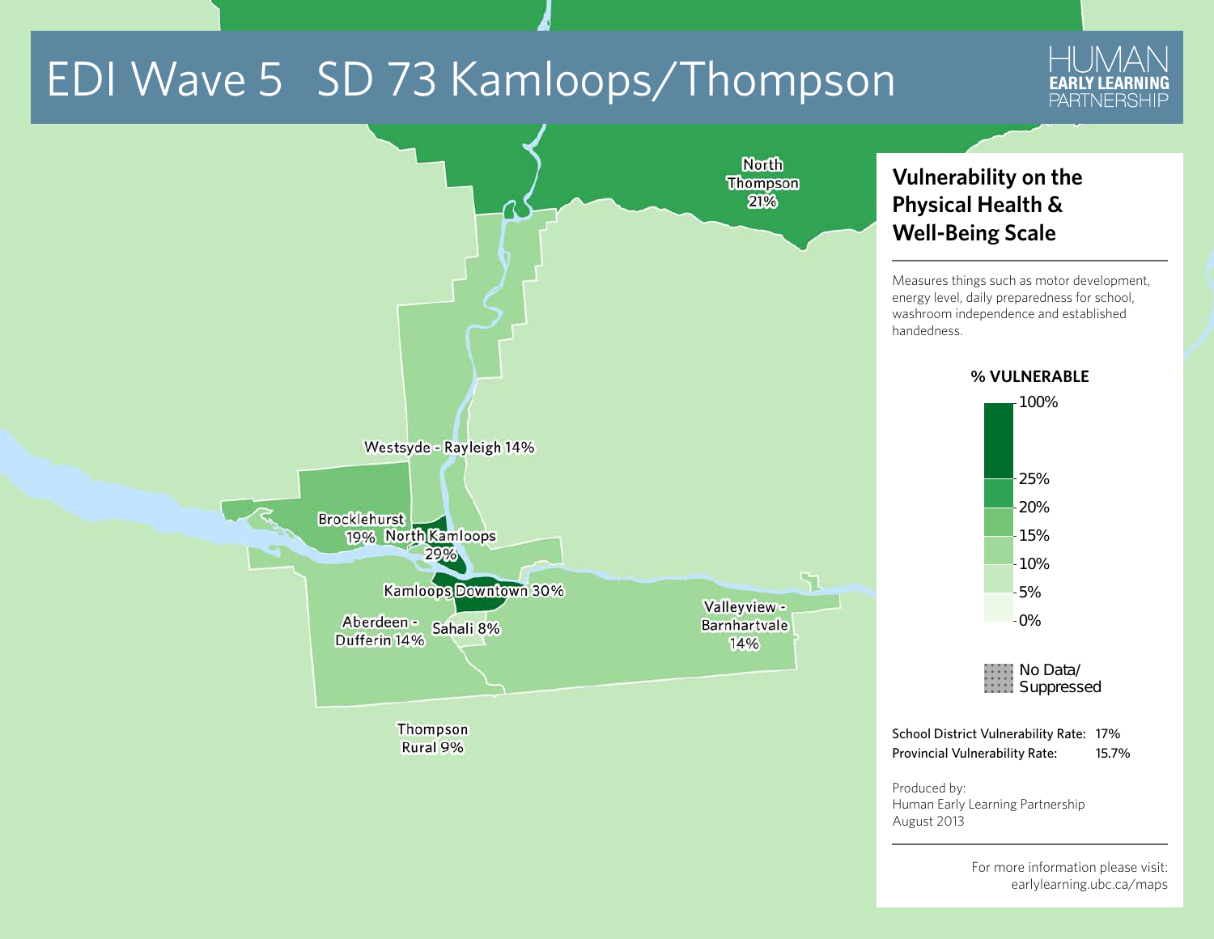# EDI Wave 5 SD 73 Kamloops/Thompson

HUMAN EARLY LEARNING PARTNERSHIP

North Thompson 21%

Westsyde - Rayleigh 14%

Brocklehurst 19%

North Kamloops 29%

Kamloops Downtown 30%

Aberdeen - Dufferin 14%

Sahali 8%

Valleyview - Barnhartvale 14%

Thompson Rural 9%

## Vulnerability on the Physical Health & Well-Being Scale

Measures things such as motor development, energy level, daily preparedness for school, washroom independence and established handedness.

**% VULNERABLE**

100%
25%
20%
15%
10%
5%
0%

No Data/ Suppressed

School District Vulnerability Rate: 17%
Provincial Vulnerability Rate: 15.7%

Produced by:
Human Early Learning Partnership
August 2013

For more information please visit:
earlylearning.ubc.ca/maps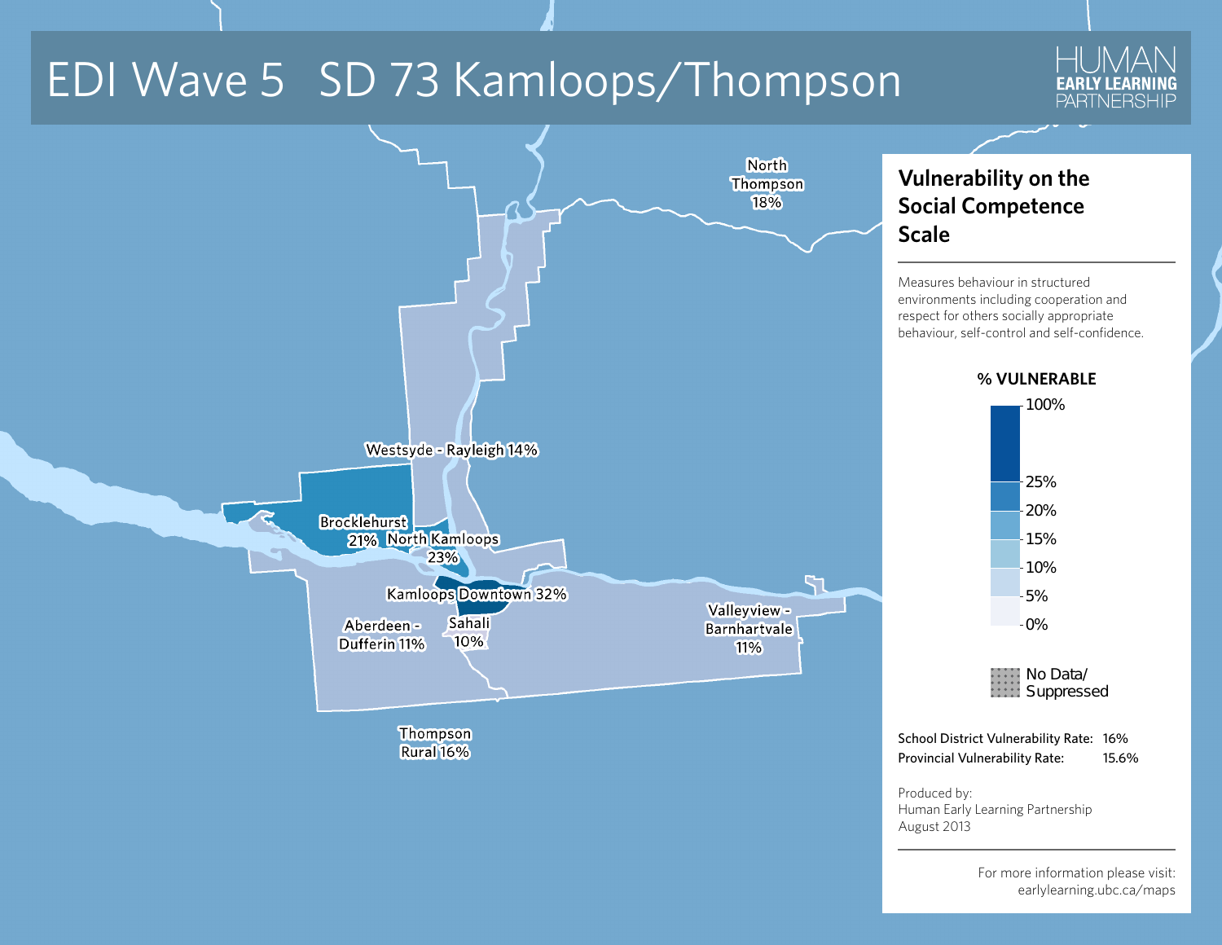# EDI Wave 5 SD 73 Kamloops/Thompson

HUMAN EARLY LEARNING PARTNERSHIP

North Thompson 18%

Westsyde - Rayleigh 14%

Brocklehurst 21%

North Kamloops 23%

Kamloops Downtown 32%

Aberdeen - Dufferin 11%

Sahali 10%

Valleyview - Barnhartvale 11%

Thompson Rural 16%

## Vulnerability on the Social Competence Scale

Measures behaviour in structured environments including cooperation and respect for others socially appropriate behaviour, self-control and self-confidence.

**% VULNERABLE**

100%
25%
20%
15%
10%
5%
0%

No Data/ Suppressed

School District Vulnerability Rate: 16%
Provincial Vulnerability Rate: 15.6%

Produced by:
Human Early Learning Partnership
August 2013

For more information please visit:
earlylearning.ubc.ca/maps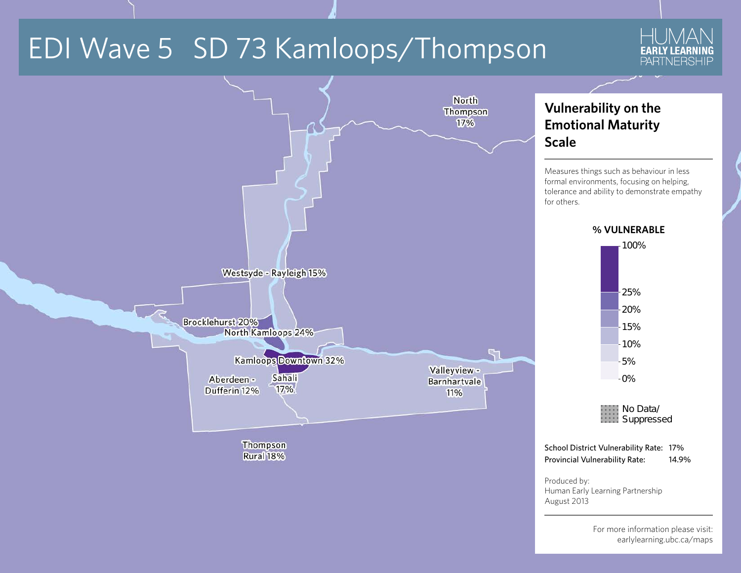# EDI Wave 5 SD 73 Kamloops/Thompson

HUMAN EARLY LEARNING PARTNERSHIP

North Thompson 17%

Westsyde - Rayleigh 15%

Brocklehurst 20%

North Kamloops 24%

Kamloops Downtown 32%

Aberdeen - Dufferin 12%

Sahali 17%

Valleyview - Barnhartvale 11%

Thompson Rural 18%

## Vulnerability on the Emotional Maturity Scale

Measures things such as behaviour in less formal environments, focusing on helping, tolerance and ability to demonstrate empathy for others.

**% VULNERABLE**

100%
25%
20%
15%
10%
5%
0%

No Data/ Suppressed

School District Vulnerability Rate: 17%
Provincial Vulnerability Rate: 14.9%

Produced by:
Human Early Learning Partnership
August 2013

For more information please visit:
earlylearning.ubc.ca/maps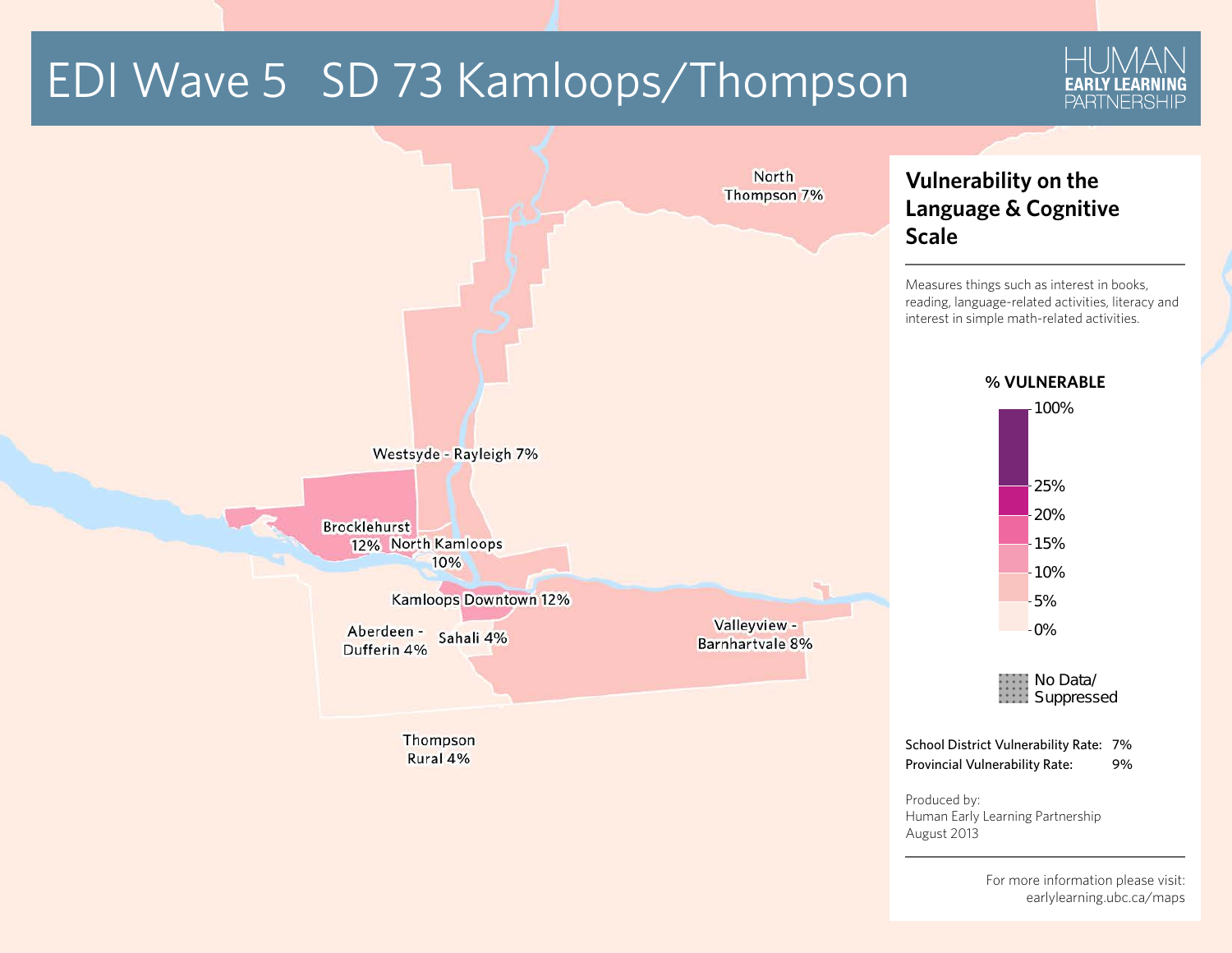# EDI Wave 5 SD 73 Kamloops/Thompson

HUMAN EARLY LEARNING PARTNERSHIP

North Thompson 7%

Westsyde - Rayleigh 7%

Brocklehurst 12%

North Kamloops 10%

Kamloops Downtown 12%

Aberdeen - Dufferin 4%

Sahali 4%

Valleyview - Barnhartvale 8%

Thompson Rural 4%

## Vulnerability on the Language & Cognitive Scale

Measures things such as interest in books, reading, language-related activities, literacy and interest in simple math-related activities.

**% VULNERABLE**

100%

25%

20%

15%

10%

5%

0%

No Data/ Suppressed

**School District Vulnerability Rate:** 7%

**Provincial Vulnerability Rate:** 9%

Produced by:
Human Early Learning Partnership
August 2013

For more information please visit:
earlylearning.ubc.ca/maps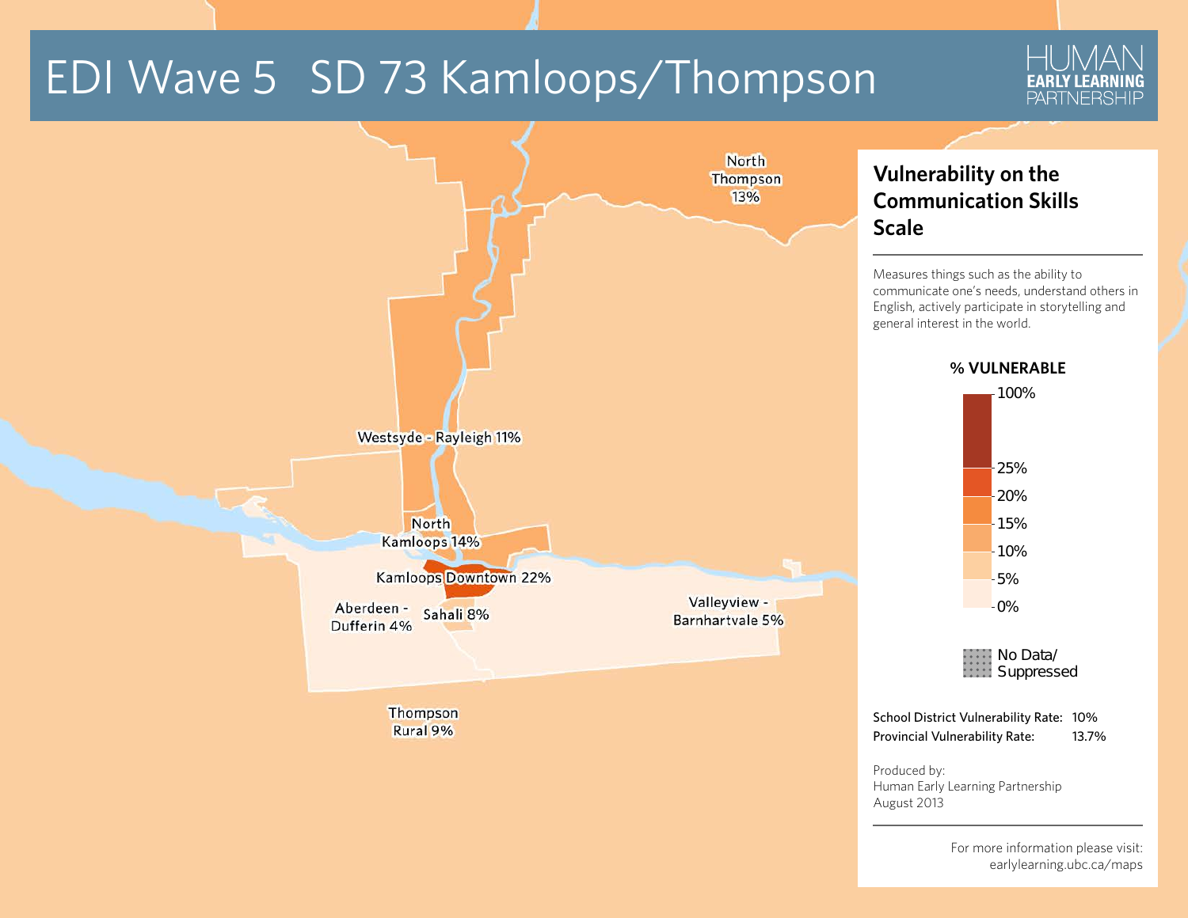# EDI Wave 5 SD 73 Kamloops/Thompson

HUMAN EARLY LEARNING PARTNERSHIP

North Thompson 13%

Westsyde - Rayleigh 11%

North Kamloops 14%

Kamloops Downtown 22%

Aberdeen - Dufferin 4%

Sahali 8%

Valleyview - Barnhartvale 5%

Thompson Rural 9%

## Vulnerability on the Communication Skills Scale

Measures things such as the ability to communicate one's needs, understand others in English, actively participate in storytelling and general interest in the world.

**% VULNERABLE**

100%
25%
20%
15%
10%
5%
0%

No Data/ Suppressed

**School District Vulnerability Rate:** 10%
**Provincial Vulnerability Rate:** 13.7%

Produced by:
Human Early Learning Partnership
August 2013

For more information please visit:
earlylearning.ubc.ca/maps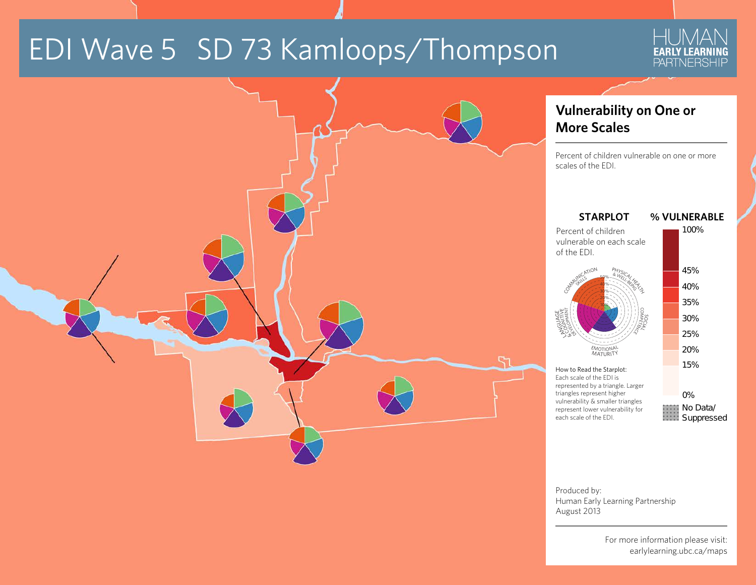# EDI Wave 5 SD 73 Kamloops/Thompson

HUMAN EARLY LEARNING PARTNERSHIP

## Vulnerability on One or More Scales

Percent of children vulnerable on one or more scales of the EDI.

**STARPLOT**

Percent of children vulnerable on each scale of the EDI.

COMMUNICATION SKILLS
PHYSICAL HEALTH & WELL-BEING
SOCIAL COMPETENCE
EMOTIONAL MATURITY
LANGUAGE & COGNITIVE DEVELOPMENT

50%
40%
30%
20%
10%

How to Read the Starplot:
Each scale of the EDI is represented by a triangle. Larger triangles represent higher vulnerability & smaller triangles represent lower vulnerability for each scale of the EDI.

**% VULNERABLE**

100%
45%
40%
35%
30%
25%
20%
15%
0%
No Data/ Suppressed

Produced by:
Human Early Learning Partnership
August 2013

For more information please visit:
earlylearning.ubc.ca/maps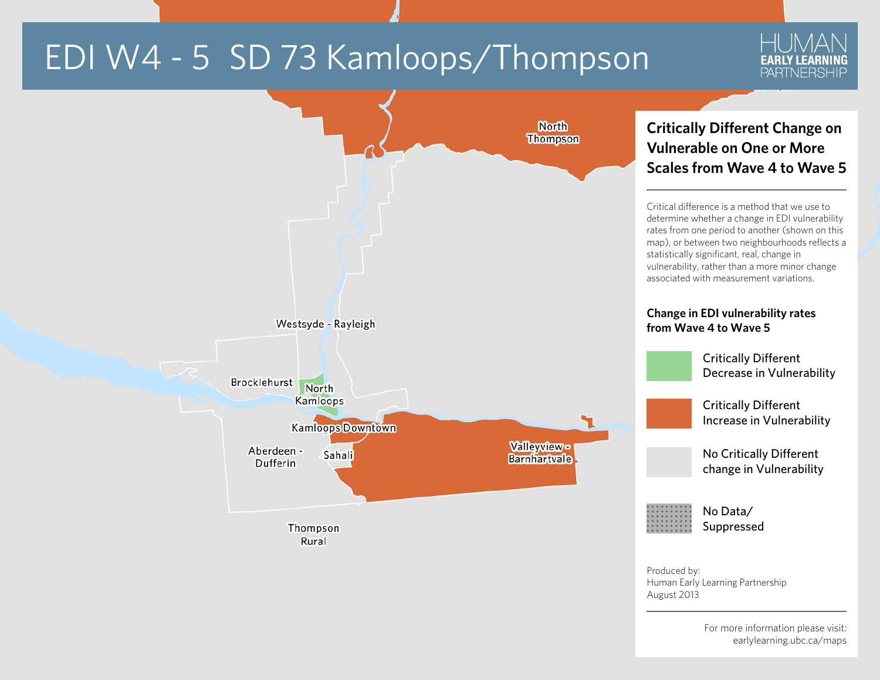# EDI W4 - 5 SD 73 Kamloops/Thompson

HUMAN EARLY LEARNING PARTNERSHIP

North Thompson

Westsyde - Rayleigh

Brocklehurst

North Kamloops

Kamloops Downtown

Aberdeen - Dufferin

Sahali

Valleyview - Barnhartvale

Thompson Rural

## Critically Different Change on Vulnerable on One or More Scales from Wave 4 to Wave 5

Critical difference is a method that we use to determine whether a change in EDI vulnerability rates from one period to another (shown on this map), or between two neighbourhoods reflects a statistically significant, real, change in vulnerability, rather than a more minor change associated with measurement variations.

**Change in EDI vulnerability rates from Wave 4 to Wave 5**

Critically Different Decrease in Vulnerability

Critically Different Increase in Vulnerability

No Critically Different change in Vulnerability

No Data/ Suppressed

Produced by:
Human Early Learning Partnership
August 2013

For more information please visit:
earlylearning.ubc.ca/maps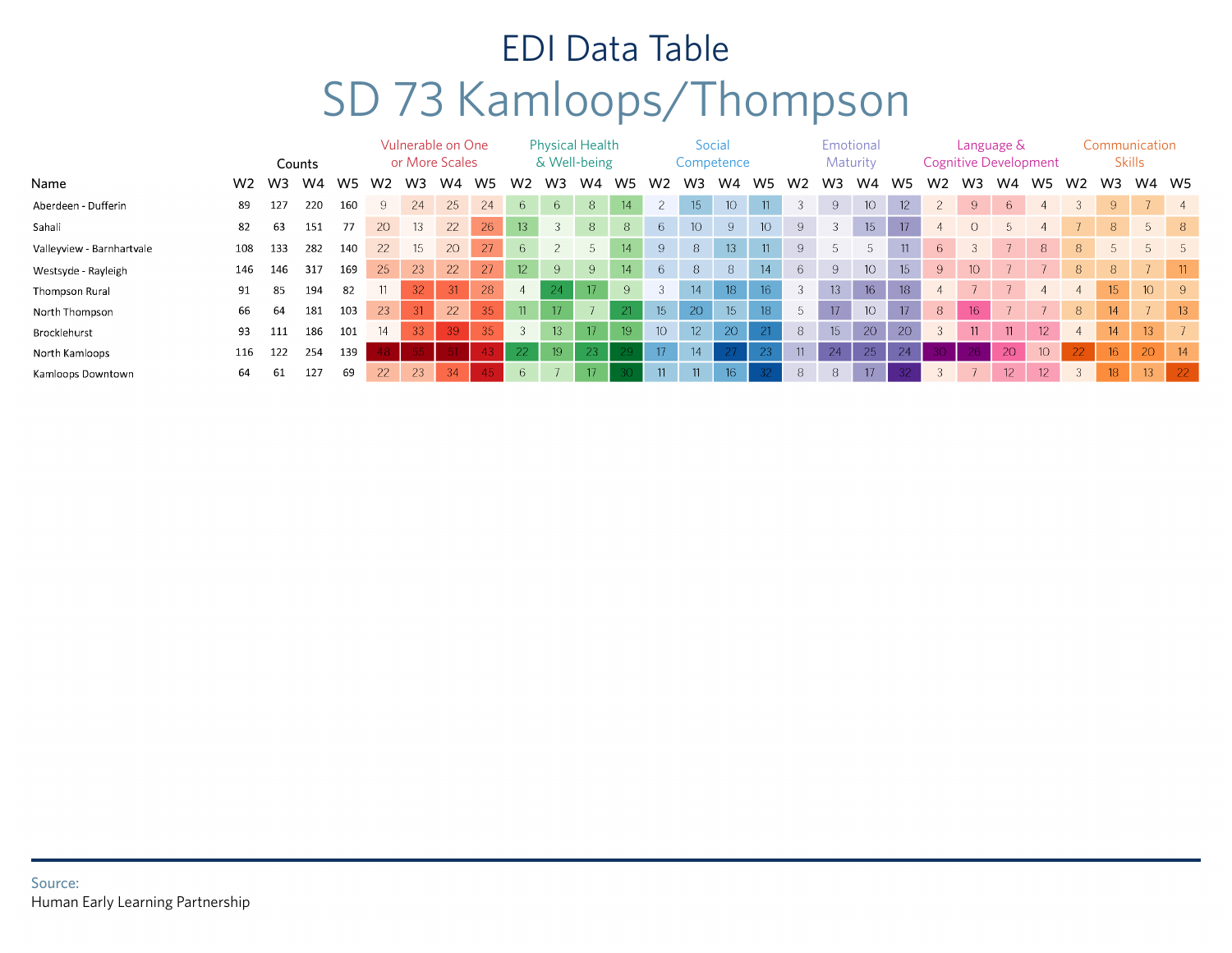# EDI Data Table

## SD 73 Kamloops/Thompson

| Name | Counts | | | | Vulnerable on One or More Scales | | | | Physical Health & Well-being | | | | Social Competence | | | | Emotional Maturity | | | | Language & Cognitive Development | | | | Communication Skills | | | |
|---|---|---|---|---|---|---|---|---|---|---|---|---|---|---|---|---|---|---|---|---|---|---|---|---|---|---|---|---|
| | W2 | W3 | W4 | W5 | W2 | W3 | W4 | W5 | W2 | W3 | W4 | W5 | W2 | W3 | W4 | W5 | W2 | W3 | W4 | W5 | W2 | W3 | W4 | W5 | W2 | W3 | W4 | W5 |
| Aberdeen - Dufferin | 89 | 127 | 220 | 160 | 9 | 24 | 25 | 24 | 6 | 6 | 8 | 14 | 2 | 15 | 10 | 11 | 3 | 9 | 10 | 12 | 2 | 9 | 6 | 4 | 3 | 9 | 7 | 4 |
| Sahali | 82 | 63 | 151 | 77 | 20 | 13 | 22 | 26 | 13 | 3 | 8 | 8 | 6 | 10 | 9 | 10 | 9 | 3 | 15 | 17 | 4 | 0 | 5 | 4 | 7 | 8 | 5 | 8 |
| Valleyview - Barnhartvale | 108 | 133 | 282 | 140 | 22 | 15 | 20 | 27 | 6 | 2 | 5 | 14 | 9 | 8 | 13 | 11 | 9 | 5 | 5 | 11 | 6 | 3 | 7 | 8 | 8 | 5 | 5 | 5 |
| Westsyde - Rayleigh | 146 | 146 | 317 | 169 | 25 | 23 | 22 | 27 | 12 | 9 | 9 | 14 | 6 | 8 | 8 | 14 | 6 | 9 | 10 | 15 | 9 | 10 | 7 | 7 | 8 | 8 | 7 | 11 |
| Thompson Rural | 91 | 85 | 194 | 82 | 11 | 32 | 31 | 28 | 4 | 24 | 17 | 9 | 3 | 14 | 18 | 16 | 3 | 13 | 16 | 18 | 4 | 7 | 7 | 4 | 4 | 15 | 10 | 9 |
| North Thompson | 66 | 64 | 181 | 103 | 23 | 31 | 22 | 35 | 11 | 17 | 7 | 21 | 15 | 20 | 15 | 18 | 5 | 17 | 10 | 17 | 8 | 16 | 7 | 7 | 8 | 14 | 7 | 13 |
| Brocklehurst | 93 | 111 | 186 | 101 | 14 | 33 | 39 | 35 | 3 | 13 | 17 | 19 | 10 | 12 | 20 | 21 | 8 | 15 | 20 | 20 | 3 | 11 | 11 | 12 | 4 | 14 | 13 | 7 |
| North Kamloops | 116 | 122 | 254 | 139 | 48 | 55 | 51 | 43 | 22 | 19 | 23 | 29 | 17 | 14 | 27 | 23 | 11 | 24 | 25 | 24 | 30 | 26 | 20 | 10 | 22 | 16 | 20 | 14 |
| Kamloops Downtown | 64 | 61 | 127 | 69 | 22 | 23 | 34 | 45 | 6 | 7 | 17 | 30 | 11 | 11 | 16 | 32 | 8 | 8 | 17 | 32 | 3 | 7 | 12 | 12 | 3 | 18 | 13 | 22 |

Source:
Human Early Learning Partnership